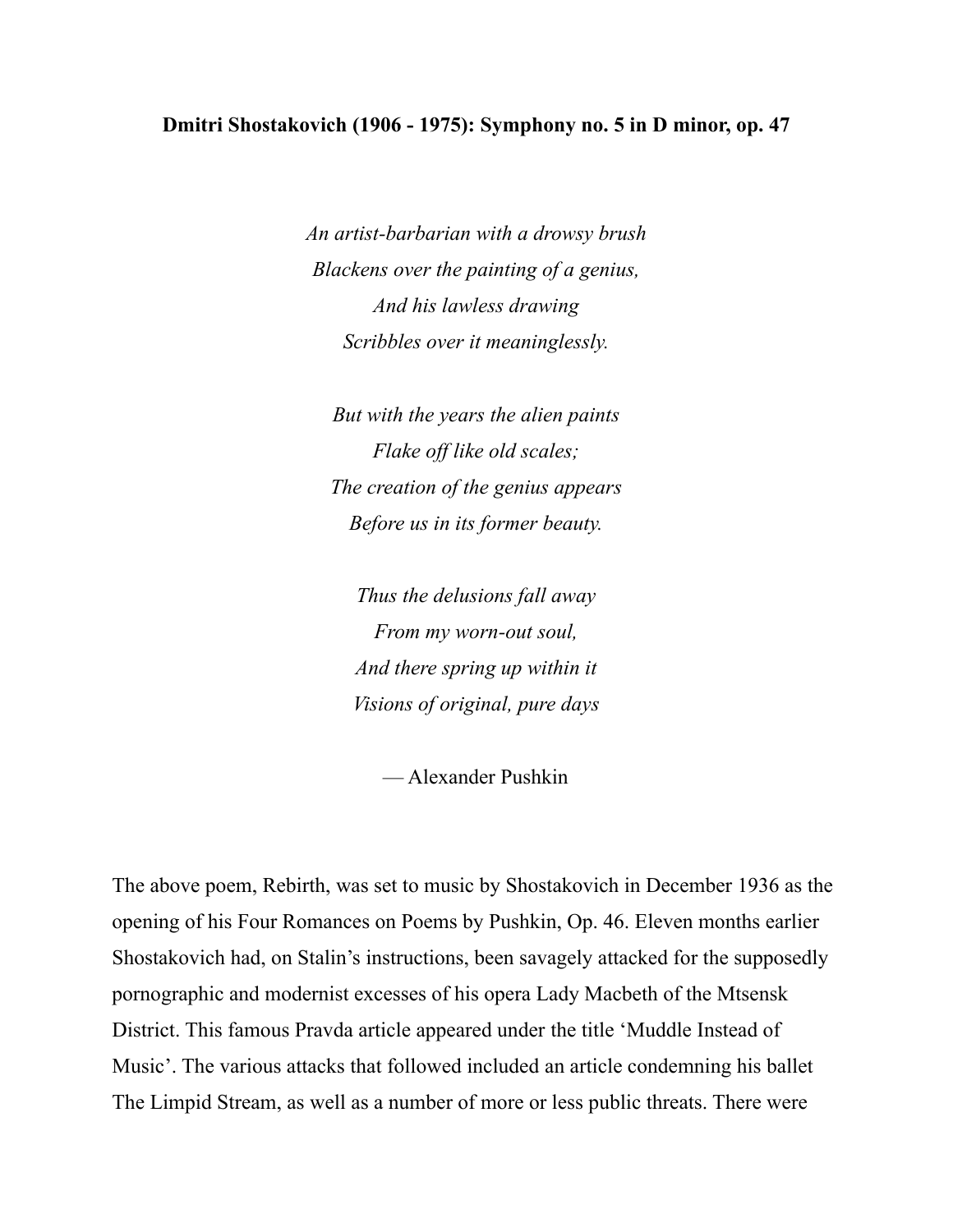**Dmitri Shostakovich (1906 - 1975): Symphony no. 5 in D minor, op. 47**

*An artist-barbarian with a drowsy brush*
*Blackens over the painting of a genius,*
*And his lawless drawing*
*Scribbles over it meaninglessly.*

*But with the years the alien paints*
*Flake off like old scales;*
*The creation of the genius appears*
*Before us in its former beauty.*

*Thus the delusions fall away*
*From my worn-out soul,*
*And there spring up within it*
*Visions of original, pure days*

— Alexander Pushkin

The above poem, Rebirth, was set to music by Shostakovich in December 1936 as the opening of his Four Romances on Poems by Pushkin, Op. 46. Eleven months earlier Shostakovich had, on Stalin's instructions, been savagely attacked for the supposedly pornographic and modernist excesses of his opera Lady Macbeth of the Mtsensk District. This famous Pravda article appeared under the title 'Muddle Instead of Music'. The various attacks that followed included an article condemning his ballet The Limpid Stream, as well as a number of more or less public threats. There were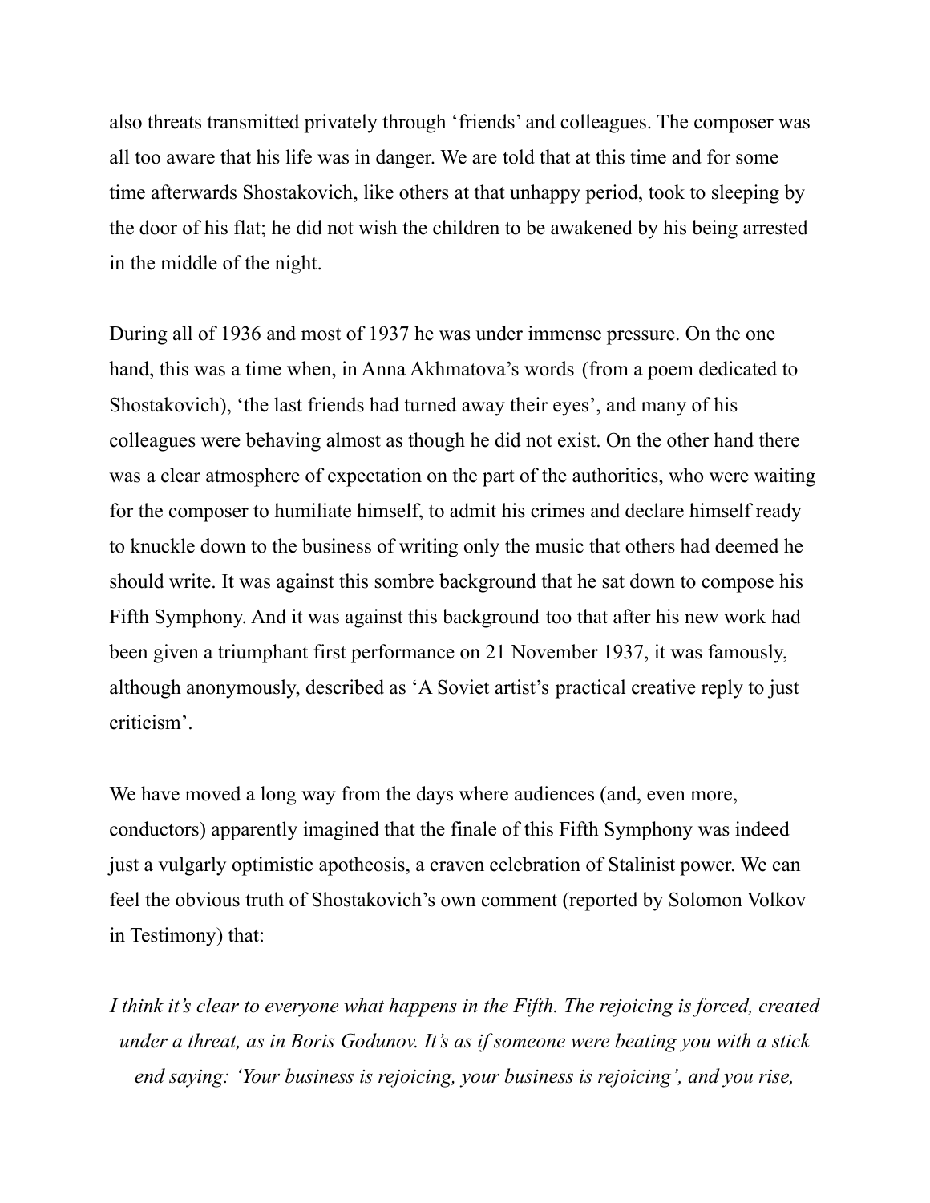also threats transmitted privately through 'friends' and colleagues. The composer was all too aware that his life was in danger. We are told that at this time and for some time afterwards Shostakovich, like others at that unhappy period, took to sleeping by the door of his flat; he did not wish the children to be awakened by his being arrested in the middle of the night.

During all of 1936 and most of 1937 he was under immense pressure. On the one hand, this was a time when, in Anna Akhmatova's words (from a poem dedicated to Shostakovich), 'the last friends had turned away their eyes', and many of his colleagues were behaving almost as though he did not exist. On the other hand there was a clear atmosphere of expectation on the part of the authorities, who were waiting for the composer to humiliate himself, to admit his crimes and declare himself ready to knuckle down to the business of writing only the music that others had deemed he should write. It was against this sombre background that he sat down to compose his Fifth Symphony. And it was against this background too that after his new work had been given a triumphant first performance on 21 November 1937, it was famously, although anonymously, described as 'A Soviet artist's practical creative reply to just criticism'.

We have moved a long way from the days where audiences (and, even more, conductors) apparently imagined that the finale of this Fifth Symphony was indeed just a vulgarly optimistic apotheosis, a craven celebration of Stalinist power. We can feel the obvious truth of Shostakovich's own comment (reported by Solomon Volkov in Testimony) that:

*I think it's clear to everyone what happens in the Fifth. The rejoicing is forced, created under a threat, as in Boris Godunov. It's as if someone were beating you with a stick end saying: 'Your business is rejoicing, your business is rejoicing', and you rise,*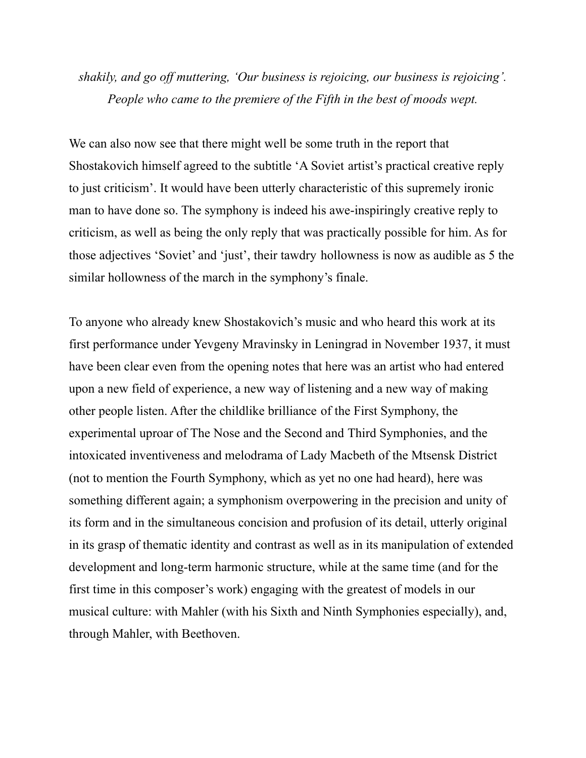*shakily, and go off muttering, 'Our business is rejoicing, our business is rejoicing'. People who came to the premiere of the Fifth in the best of moods wept.*

We can also now see that there might well be some truth in the report that Shostakovich himself agreed to the subtitle 'A Soviet artist's practical creative reply to just criticism'. It would have been utterly characteristic of this supremely ironic man to have done so. The symphony is indeed his awe-inspiringly creative reply to criticism, as well as being the only reply that was practically possible for him. As for those adjectives 'Soviet' and 'just', their tawdry hollowness is now as audible as 5 the similar hollowness of the march in the symphony's finale.

To anyone who already knew Shostakovich's music and who heard this work at its first performance under Yevgeny Mravinsky in Leningrad in November 1937, it must have been clear even from the opening notes that here was an artist who had entered upon a new field of experience, a new way of listening and a new way of making other people listen. After the childlike brilliance of the First Symphony, the experimental uproar of The Nose and the Second and Third Symphonies, and the intoxicated inventiveness and melodrama of Lady Macbeth of the Mtsensk District (not to mention the Fourth Symphony, which as yet no one had heard), here was something different again; a symphonism overpowering in the precision and unity of its form and in the simultaneous concision and profusion of its detail, utterly original in its grasp of thematic identity and contrast as well as in its manipulation of extended development and long-term harmonic structure, while at the same time (and for the first time in this composer's work) engaging with the greatest of models in our musical culture: with Mahler (with his Sixth and Ninth Symphonies especially), and, through Mahler, with Beethoven.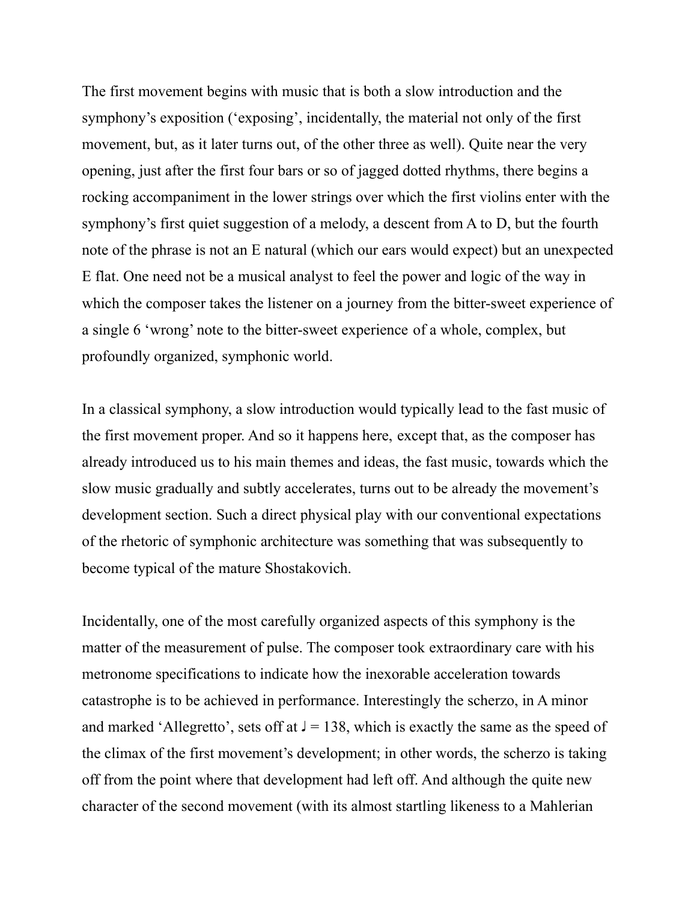The first movement begins with music that is both a slow introduction and the symphony's exposition ('exposing', incidentally, the material not only of the first movement, but, as it later turns out, of the other three as well). Quite near the very opening, just after the first four bars or so of jagged dotted rhythms, there begins a rocking accompaniment in the lower strings over which the first violins enter with the symphony's first quiet suggestion of a melody, a descent from A to D, but the fourth note of the phrase is not an E natural (which our ears would expect) but an unexpected E flat. One need not be a musical analyst to feel the power and logic of the way in which the composer takes the listener on a journey from the bitter-sweet experience of a single 6 'wrong' note to the bitter-sweet experience of a whole, complex, but profoundly organized, symphonic world.

In a classical symphony, a slow introduction would typically lead to the fast music of the first movement proper. And so it happens here, except that, as the composer has already introduced us to his main themes and ideas, the fast music, towards which the slow music gradually and subtly accelerates, turns out to be already the movement's development section. Such a direct physical play with our conventional expectations of the rhetoric of symphonic architecture was something that was subsequently to become typical of the mature Shostakovich.

Incidentally, one of the most carefully organized aspects of this symphony is the matter of the measurement of pulse. The composer took extraordinary care with his metronome specifications to indicate how the inexorable acceleration towards catastrophe is to be achieved in performance. Interestingly the scherzo, in A minor and marked 'Allegretto', sets off at ♩ = 138, which is exactly the same as the speed of the climax of the first movement's development; in other words, the scherzo is taking off from the point where that development had left off. And although the quite new character of the second movement (with its almost startling likeness to a Mahlerian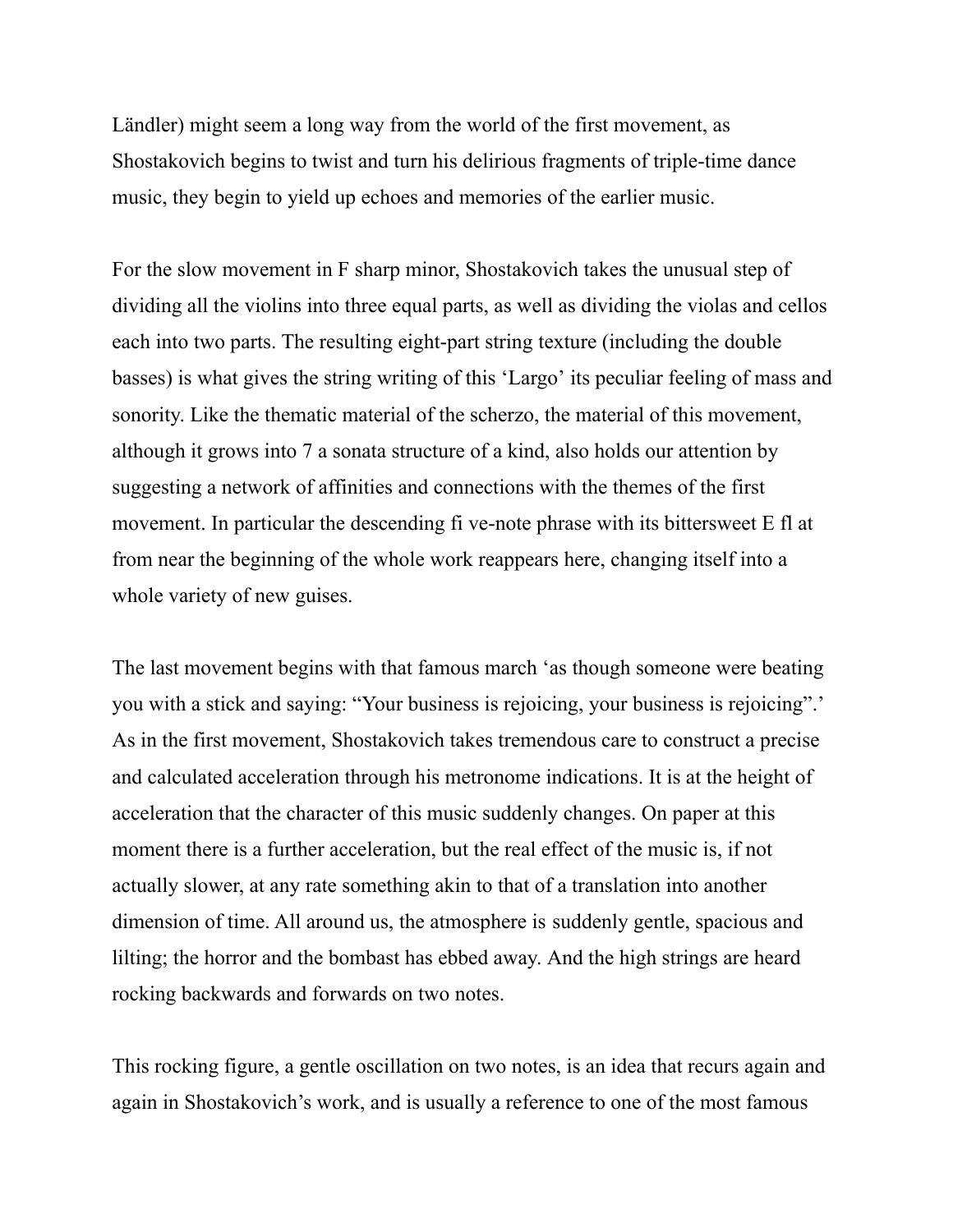Ländler) might seem a long way from the world of the first movement, as Shostakovich begins to twist and turn his delirious fragments of triple-time dance music, they begin to yield up echoes and memories of the earlier music.

For the slow movement in F sharp minor, Shostakovich takes the unusual step of dividing all the violins into three equal parts, as well as dividing the violas and cellos each into two parts. The resulting eight-part string texture (including the double basses) is what gives the string writing of this 'Largo' its peculiar feeling of mass and sonority. Like the thematic material of the scherzo, the material of this movement, although it grows into 7 a sonata structure of a kind, also holds our attention by suggesting a network of affinities and connections with the themes of the first movement. In particular the descending fi ve-note phrase with its bittersweet E fl at from near the beginning of the whole work reappears here, changing itself into a whole variety of new guises.

The last movement begins with that famous march 'as though someone were beating you with a stick and saying: "Your business is rejoicing, your business is rejoicing".' As in the first movement, Shostakovich takes tremendous care to construct a precise and calculated acceleration through his metronome indications. It is at the height of acceleration that the character of this music suddenly changes. On paper at this moment there is a further acceleration, but the real effect of the music is, if not actually slower, at any rate something akin to that of a translation into another dimension of time. All around us, the atmosphere is suddenly gentle, spacious and lilting; the horror and the bombast has ebbed away. And the high strings are heard rocking backwards and forwards on two notes.

This rocking figure, a gentle oscillation on two notes, is an idea that recurs again and again in Shostakovich's work, and is usually a reference to one of the most famous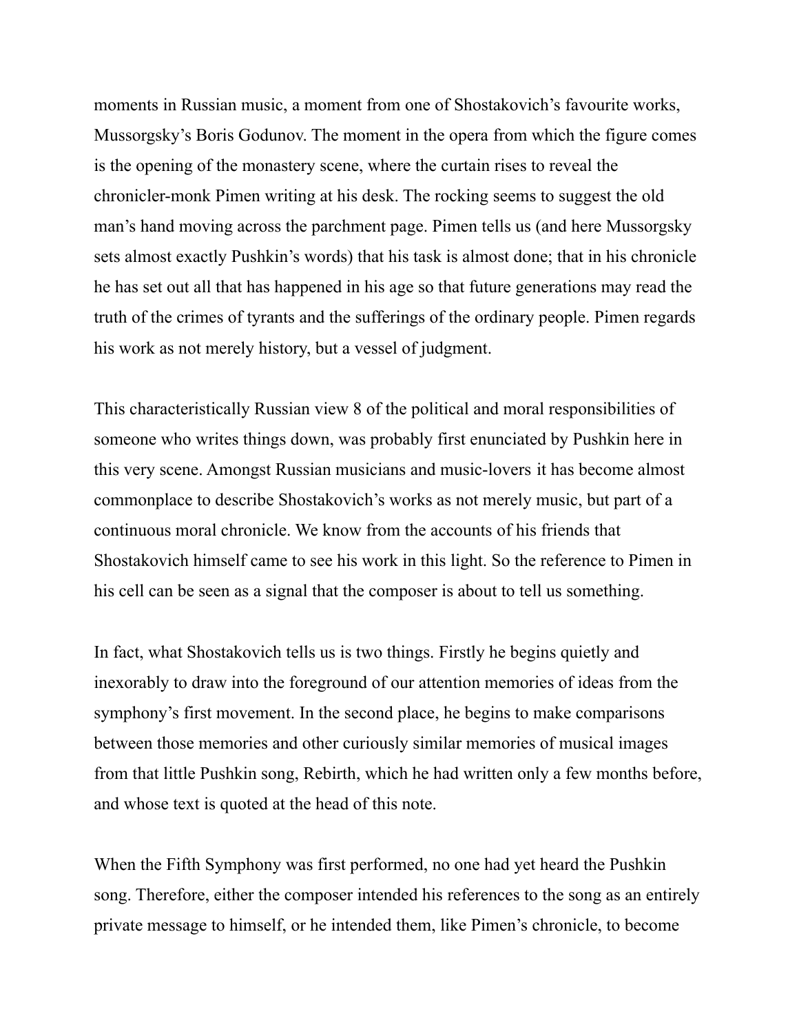moments in Russian music, a moment from one of Shostakovich's favourite works, Mussorgsky's Boris Godunov. The moment in the opera from which the figure comes is the opening of the monastery scene, where the curtain rises to reveal the chronicler-monk Pimen writing at his desk. The rocking seems to suggest the old man's hand moving across the parchment page. Pimen tells us (and here Mussorgsky sets almost exactly Pushkin's words) that his task is almost done; that in his chronicle he has set out all that has happened in his age so that future generations may read the truth of the crimes of tyrants and the sufferings of the ordinary people. Pimen regards his work as not merely history, but a vessel of judgment.

This characteristically Russian view 8 of the political and moral responsibilities of someone who writes things down, was probably first enunciated by Pushkin here in this very scene. Amongst Russian musicians and music-lovers it has become almost commonplace to describe Shostakovich's works as not merely music, but part of a continuous moral chronicle. We know from the accounts of his friends that Shostakovich himself came to see his work in this light. So the reference to Pimen in his cell can be seen as a signal that the composer is about to tell us something.

In fact, what Shostakovich tells us is two things. Firstly he begins quietly and inexorably to draw into the foreground of our attention memories of ideas from the symphony's first movement. In the second place, he begins to make comparisons between those memories and other curiously similar memories of musical images from that little Pushkin song, Rebirth, which he had written only a few months before, and whose text is quoted at the head of this note.

When the Fifth Symphony was first performed, no one had yet heard the Pushkin song. Therefore, either the composer intended his references to the song as an entirely private message to himself, or he intended them, like Pimen's chronicle, to become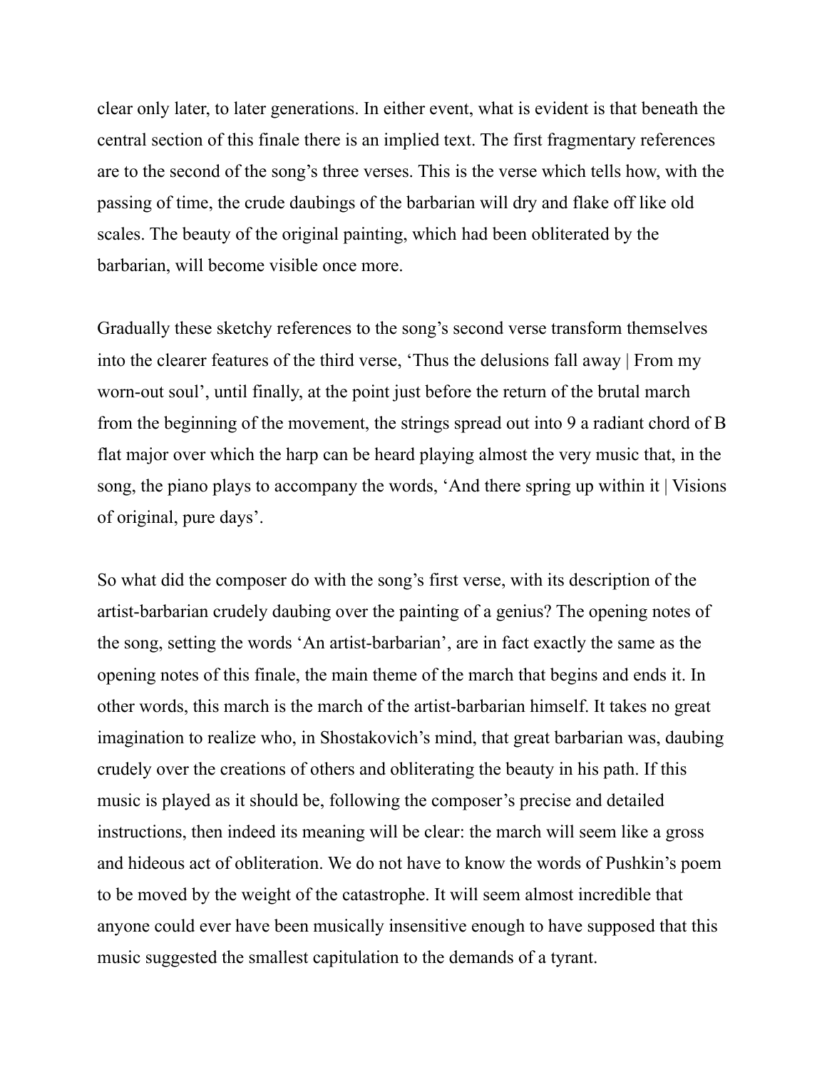clear only later, to later generations. In either event, what is evident is that beneath the central section of this finale there is an implied text. The first fragmentary references are to the second of the song's three verses. This is the verse which tells how, with the passing of time, the crude daubings of the barbarian will dry and flake off like old scales. The beauty of the original painting, which had been obliterated by the barbarian, will become visible once more.

Gradually these sketchy references to the song's second verse transform themselves into the clearer features of the third verse, 'Thus the delusions fall away | From my worn-out soul', until finally, at the point just before the return of the brutal march from the beginning of the movement, the strings spread out into 9 a radiant chord of B flat major over which the harp can be heard playing almost the very music that, in the song, the piano plays to accompany the words, 'And there spring up within it | Visions of original, pure days'.

So what did the composer do with the song's first verse, with its description of the artist-barbarian crudely daubing over the painting of a genius? The opening notes of the song, setting the words 'An artist-barbarian', are in fact exactly the same as the opening notes of this finale, the main theme of the march that begins and ends it. In other words, this march is the march of the artist-barbarian himself. It takes no great imagination to realize who, in Shostakovich's mind, that great barbarian was, daubing crudely over the creations of others and obliterating the beauty in his path. If this music is played as it should be, following the composer's precise and detailed instructions, then indeed its meaning will be clear: the march will seem like a gross and hideous act of obliteration. We do not have to know the words of Pushkin's poem to be moved by the weight of the catastrophe. It will seem almost incredible that anyone could ever have been musically insensitive enough to have supposed that this music suggested the smallest capitulation to the demands of a tyrant.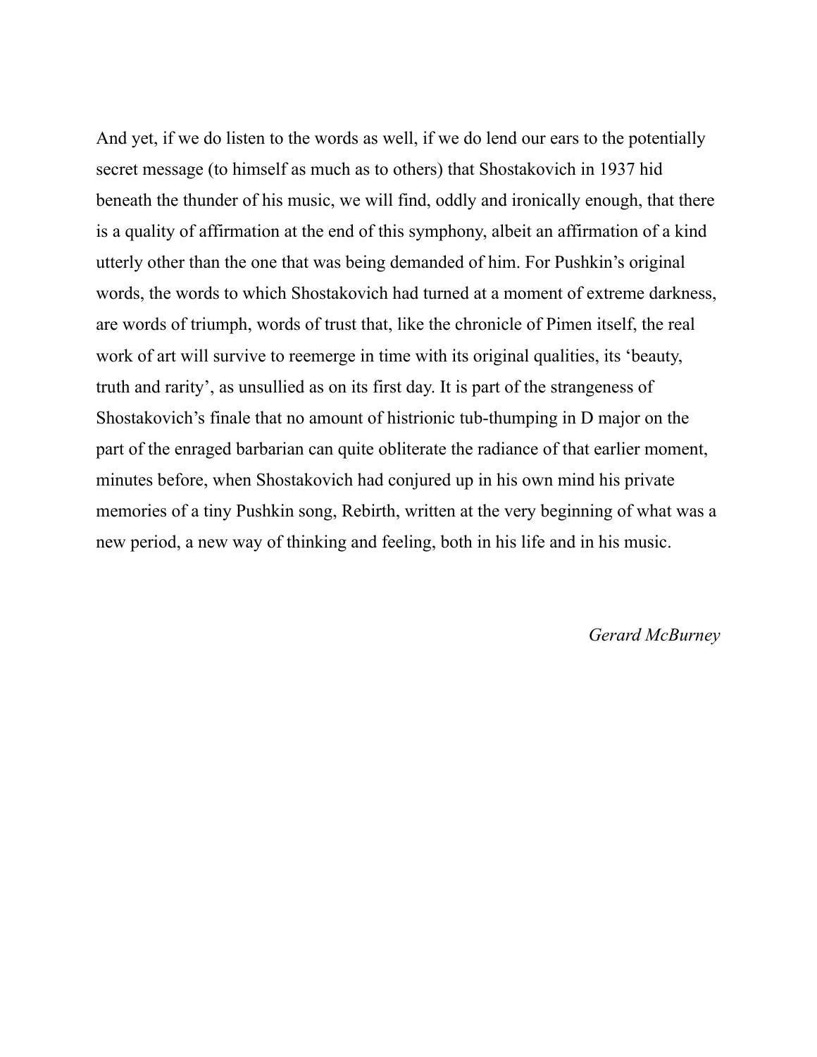And yet, if we do listen to the words as well, if we do lend our ears to the potentially secret message (to himself as much as to others) that Shostakovich in 1937 hid beneath the thunder of his music, we will find, oddly and ironically enough, that there is a quality of affirmation at the end of this symphony, albeit an affirmation of a kind utterly other than the one that was being demanded of him. For Pushkin's original words, the words to which Shostakovich had turned at a moment of extreme darkness, are words of triumph, words of trust that, like the chronicle of Pimen itself, the real work of art will survive to reemerge in time with its original qualities, its 'beauty, truth and rarity', as unsullied as on its first day. It is part of the strangeness of Shostakovich's finale that no amount of histrionic tub-thumping in D major on the part of the enraged barbarian can quite obliterate the radiance of that earlier moment, minutes before, when Shostakovich had conjured up in his own mind his private memories of a tiny Pushkin song, Rebirth, written at the very beginning of what was a new period, a new way of thinking and feeling, both in his life and in his music.

*Gerard McBurney*